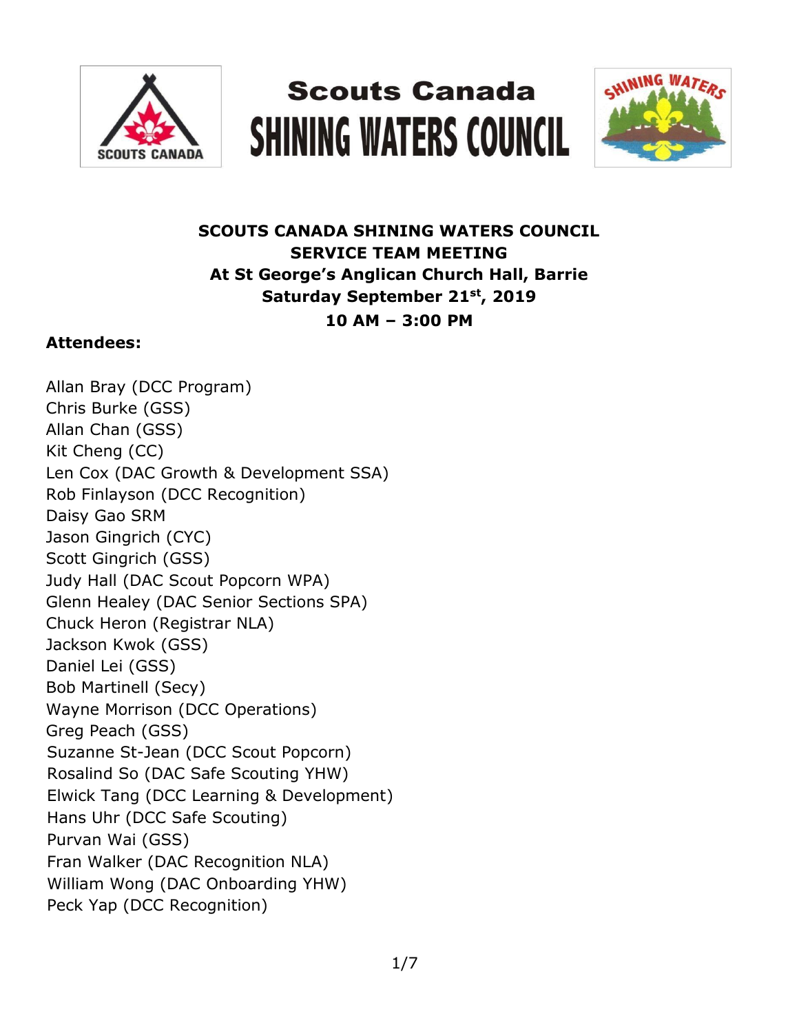# Scouts Canada

# SHINING WATERS COUNCIL

**SCOUTS CANADA SHINING WATERS COUNCIL**
**SERVICE TEAM MEETING**
**At St George's Anglican Church Hall, Barrie**
**Saturday September 21st, 2019**
**10 AM – 3:00 PM**

**Attendees:**

Allan Bray (DCC Program)
Chris Burke (GSS)
Allan Chan (GSS)
Kit Cheng (CC)
Len Cox (DAC Growth & Development SSA)
Rob Finlayson (DCC Recognition)
Daisy Gao SRM
Jason Gingrich (CYC)
Scott Gingrich (GSS)
Judy Hall (DAC Scout Popcorn WPA)
Glenn Healey (DAC Senior Sections SPA)
Chuck Heron (Registrar NLA)
Jackson Kwok (GSS)
Daniel Lei (GSS)
Bob Martinell (Secy)
Wayne Morrison (DCC Operations)
Greg Peach (GSS)
Suzanne St-Jean (DCC Scout Popcorn)
Rosalind So (DAC Safe Scouting YHW)
Elwick Tang (DCC Learning & Development)
Hans Uhr (DCC Safe Scouting)
Purvan Wai (GSS)
Fran Walker (DAC Recognition NLA)
William Wong (DAC Onboarding YHW)
Peck Yap (DCC Recognition)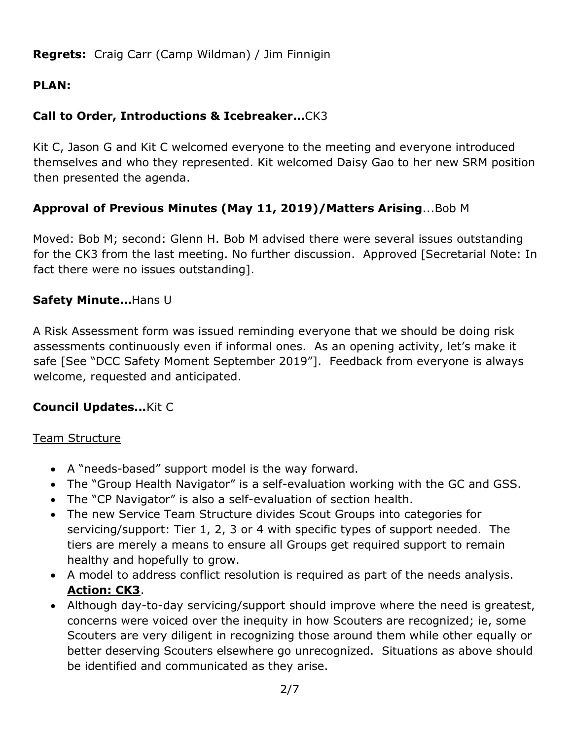**Regrets:** Craig Carr (Camp Wildman) / Jim Finnigin

**PLAN:**

**Call to Order, Introductions & Icebreaker…**CK3

Kit C, Jason G and Kit C welcomed everyone to the meeting and everyone introduced themselves and who they represented. Kit welcomed Daisy Gao to her new SRM position then presented the agenda.

**Approval of Previous Minutes (May 11, 2019)/Matters Arising**…Bob M

Moved: Bob M; second: Glenn H. Bob M advised there were several issues outstanding for the CK3 from the last meeting. No further discussion. Approved [Secretarial Note: In fact there were no issues outstanding].

**Safety Minute…**Hans U

A Risk Assessment form was issued reminding everyone that we should be doing risk assessments continuously even if informal ones. As an opening activity, let's make it safe [See "DCC Safety Moment September 2019"]. Feedback from everyone is always welcome, requested and anticipated.

**Council Updates…**Kit C

Team Structure

- A "needs-based" support model is the way forward.
- The "Group Health Navigator" is a self-evaluation working with the GC and GSS.
- The "CP Navigator" is also a self-evaluation of section health.
- The new Service Team Structure divides Scout Groups into categories for servicing/support: Tier 1, 2, 3 or 4 with specific types of support needed. The tiers are merely a means to ensure all Groups get required support to remain healthy and hopefully to grow.
- A model to address conflict resolution is required as part of the needs analysis. **Action: CK3**.
- Although day-to-day servicing/support should improve where the need is greatest, concerns were voiced over the inequity in how Scouters are recognized; ie, some Scouters are very diligent in recognizing those around them while other equally or better deserving Scouters elsewhere go unrecognized. Situations as above should be identified and communicated as they arise.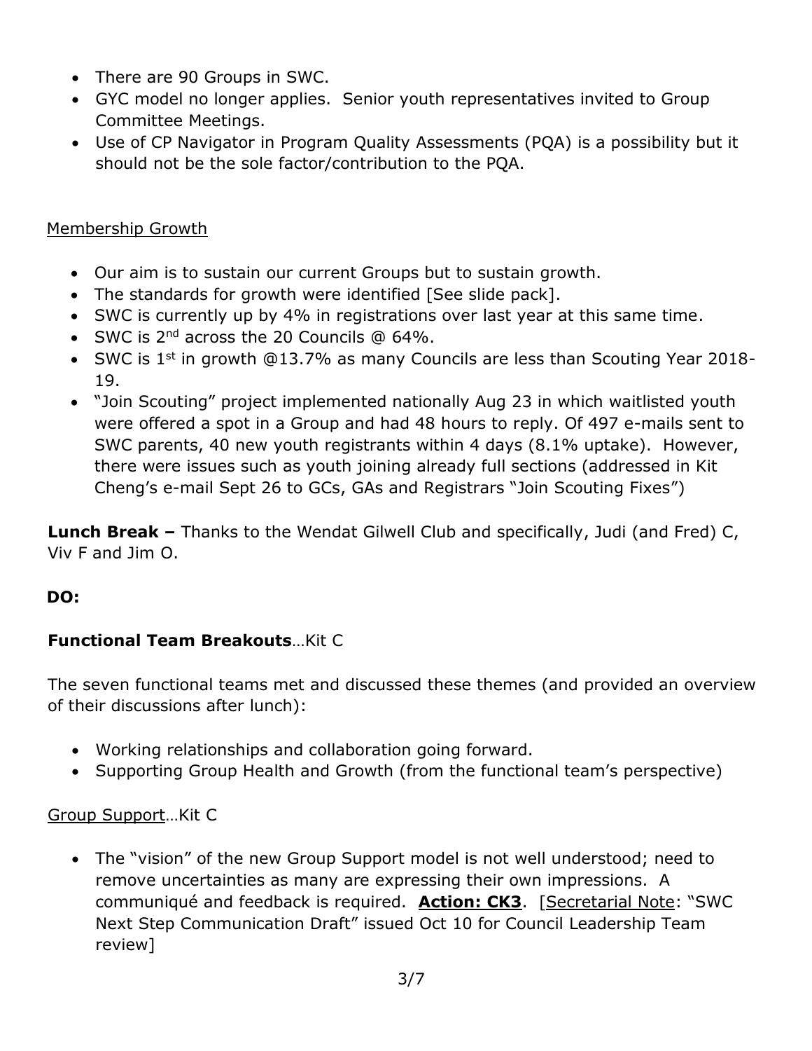- There are 90 Groups in SWC.
- GYC model no longer applies. Senior youth representatives invited to Group Committee Meetings.
- Use of CP Navigator in Program Quality Assessments (PQA) is a possibility but it should not be the sole factor/contribution to the PQA.

Membership Growth

- Our aim is to sustain our current Groups but to sustain growth.
- The standards for growth were identified [See slide pack].
- SWC is currently up by 4% in registrations over last year at this same time.
- SWC is 2nd across the 20 Councils @ 64%.
- SWC is 1st in growth @13.7% as many Councils are less than Scouting Year 2018-19.
- "Join Scouting" project implemented nationally Aug 23 in which waitlisted youth were offered a spot in a Group and had 48 hours to reply. Of 497 e-mails sent to SWC parents, 40 new youth registrants within 4 days (8.1% uptake). However, there were issues such as youth joining already full sections (addressed in Kit Cheng's e-mail Sept 26 to GCs, GAs and Registrars "Join Scouting Fixes")

**Lunch Break –** Thanks to the Wendat Gilwell Club and specifically, Judi (and Fred) C, Viv F and Jim O.

**DO:**

**Functional Team Breakouts**…Kit C

The seven functional teams met and discussed these themes (and provided an overview of their discussions after lunch):

- Working relationships and collaboration going forward.
- Supporting Group Health and Growth (from the functional team's perspective)

Group Support…Kit C

- The "vision" of the new Group Support model is not well understood; need to remove uncertainties as many are expressing their own impressions. A communiqué and feedback is required. **Action: CK3**. [Secretarial Note: "SWC Next Step Communication Draft" issued Oct 10 for Council Leadership Team review]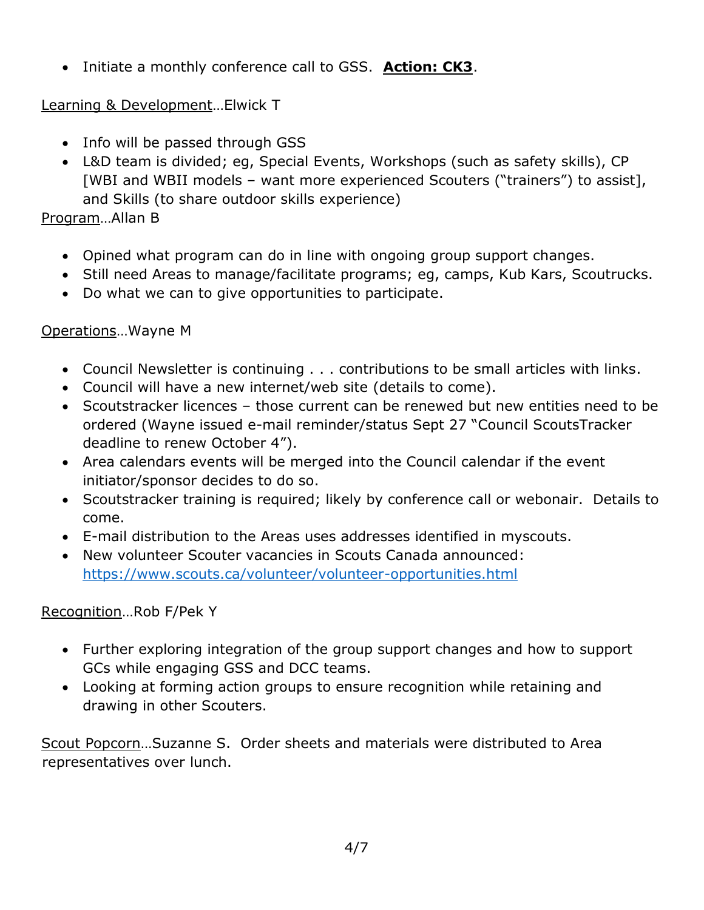- Initiate a monthly conference call to GSS. <u>**Action: CK3**</u>.

<u>Learning & Development</u>…Elwick T

- Info will be passed through GSS
- L&D team is divided; eg, Special Events, Workshops (such as safety skills), CP [WBI and WBII models – want more experienced Scouters ("trainers") to assist], and Skills (to share outdoor skills experience)

<u>Program</u>…Allan B

- Opined what program can do in line with ongoing group support changes.
- Still need Areas to manage/facilitate programs; eg, camps, Kub Kars, Scoutrucks.
- Do what we can to give opportunities to participate.

<u>Operations</u>…Wayne M

- Council Newsletter is continuing . . . contributions to be small articles with links.
- Council will have a new internet/web site (details to come).
- Scoutstracker licences – those current can be renewed but new entities need to be ordered (Wayne issued e-mail reminder/status Sept 27 "Council ScoutsTracker deadline to renew October 4").
- Area calendars events will be merged into the Council calendar if the event initiator/sponsor decides to do so.
- Scoutstracker training is required; likely by conference call or webonair. Details to come.
- E-mail distribution to the Areas uses addresses identified in myscouts.
- New volunteer Scouter vacancies in Scouts Canada announced: https://www.scouts.ca/volunteer/volunteer-opportunities.html

<u>Recognition</u>…Rob F/Pek Y

- Further exploring integration of the group support changes and how to support GCs while engaging GSS and DCC teams.
- Looking at forming action groups to ensure recognition while retaining and drawing in other Scouters.

<u>Scout Popcorn</u>…Suzanne S. Order sheets and materials were distributed to Area representatives over lunch.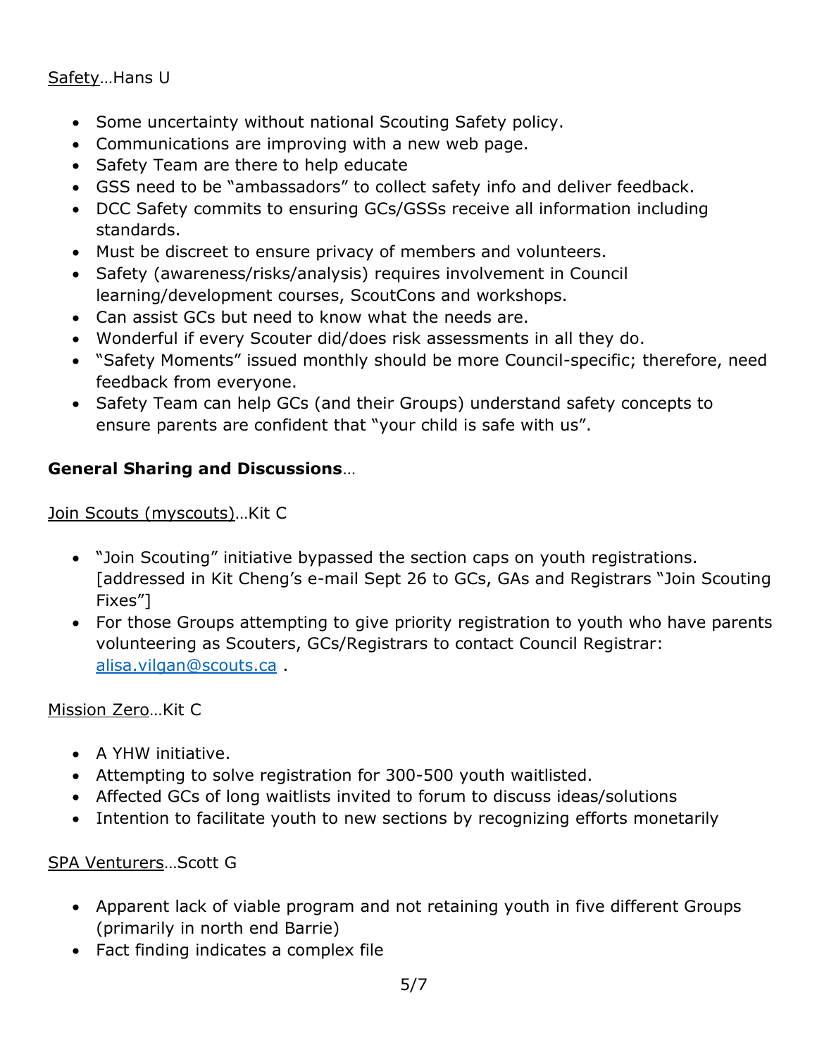Safety…Hans U

- Some uncertainty without national Scouting Safety policy.
- Communications are improving with a new web page.
- Safety Team are there to help educate
- GSS need to be "ambassadors" to collect safety info and deliver feedback.
- DCC Safety commits to ensuring GCs/GSSs receive all information including standards.
- Must be discreet to ensure privacy of members and volunteers.
- Safety (awareness/risks/analysis) requires involvement in Council learning/development courses, ScoutCons and workshops.
- Can assist GCs but need to know what the needs are.
- Wonderful if every Scouter did/does risk assessments in all they do.
- "Safety Moments" issued monthly should be more Council-specific; therefore, need feedback from everyone.
- Safety Team can help GCs (and their Groups) understand safety concepts to ensure parents are confident that "your child is safe with us".

**General Sharing and Discussions**…

Join Scouts (myscouts)…Kit C

- "Join Scouting" initiative bypassed the section caps on youth registrations. [addressed in Kit Cheng's e-mail Sept 26 to GCs, GAs and Registrars "Join Scouting Fixes"]
- For those Groups attempting to give priority registration to youth who have parents volunteering as Scouters, GCs/Registrars to contact Council Registrar: alisa.vilgan@scouts.ca .

Mission Zero…Kit C

- A YHW initiative.
- Attempting to solve registration for 300-500 youth waitlisted.
- Affected GCs of long waitlists invited to forum to discuss ideas/solutions
- Intention to facilitate youth to new sections by recognizing efforts monetarily

SPA Venturers…Scott G

- Apparent lack of viable program and not retaining youth in five different Groups (primarily in north end Barrie)
- Fact finding indicates a complex file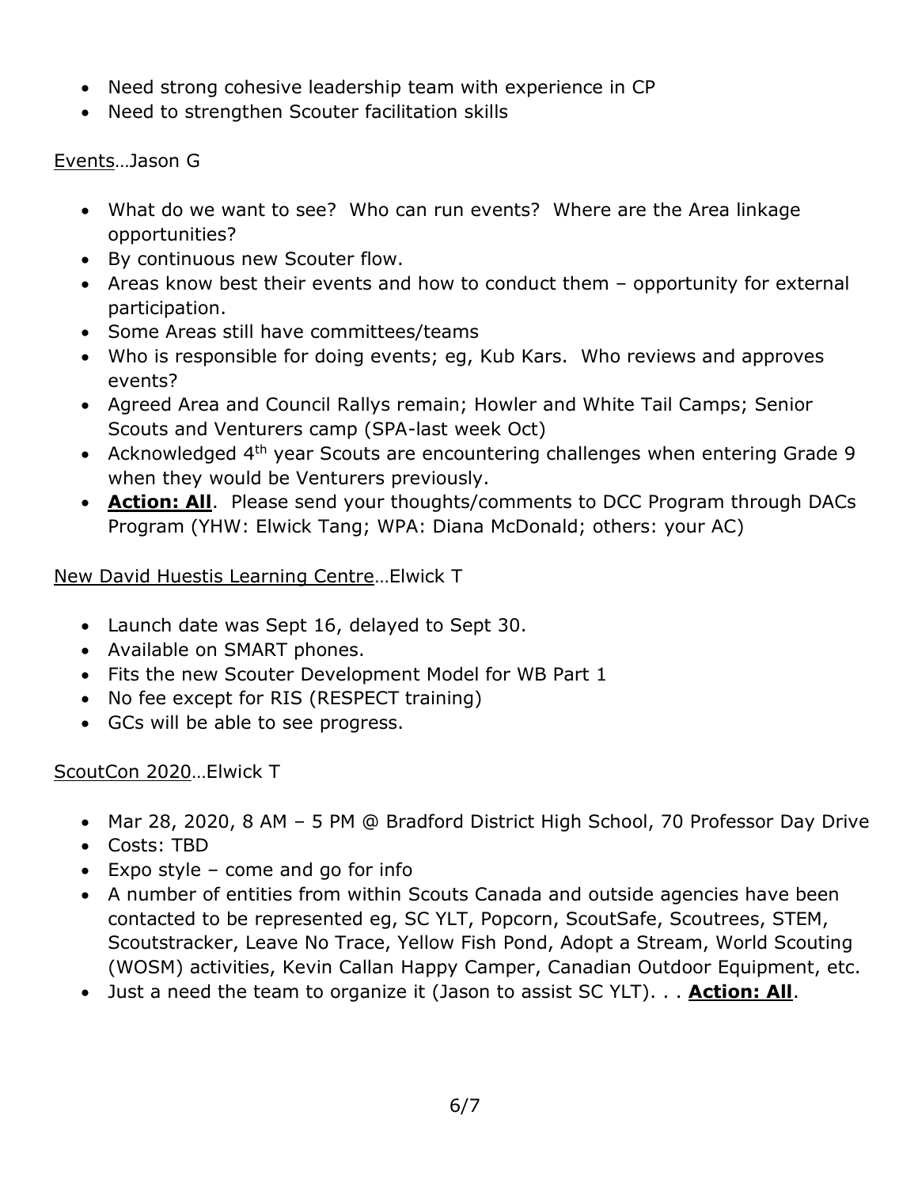- Need strong cohesive leadership team with experience in CP
- Need to strengthen Scouter facilitation skills

Events…Jason G

- What do we want to see? Who can run events? Where are the Area linkage opportunities?
- By continuous new Scouter flow.
- Areas know best their events and how to conduct them – opportunity for external participation.
- Some Areas still have committees/teams
- Who is responsible for doing events; eg, Kub Kars. Who reviews and approves events?
- Agreed Area and Council Rallys remain; Howler and White Tail Camps; Senior Scouts and Venturers camp (SPA-last week Oct)
- Acknowledged 4th year Scouts are encountering challenges when entering Grade 9 when they would be Venturers previously.
- **Action: All**. Please send your thoughts/comments to DCC Program through DACs Program (YHW: Elwick Tang; WPA: Diana McDonald; others: your AC)

New David Huestis Learning Centre…Elwick T

- Launch date was Sept 16, delayed to Sept 30.
- Available on SMART phones.
- Fits the new Scouter Development Model for WB Part 1
- No fee except for RIS (RESPECT training)
- GCs will be able to see progress.

ScoutCon 2020…Elwick T

- Mar 28, 2020, 8 AM – 5 PM @ Bradford District High School, 70 Professor Day Drive
- Costs: TBD
- Expo style – come and go for info
- A number of entities from within Scouts Canada and outside agencies have been contacted to be represented eg, SC YLT, Popcorn, ScoutSafe, Scoutrees, STEM, Scoutstracker, Leave No Trace, Yellow Fish Pond, Adopt a Stream, World Scouting (WOSM) activities, Kevin Callan Happy Camper, Canadian Outdoor Equipment, etc.
- Just a need the team to organize it (Jason to assist SC YLT). . . **Action: All**.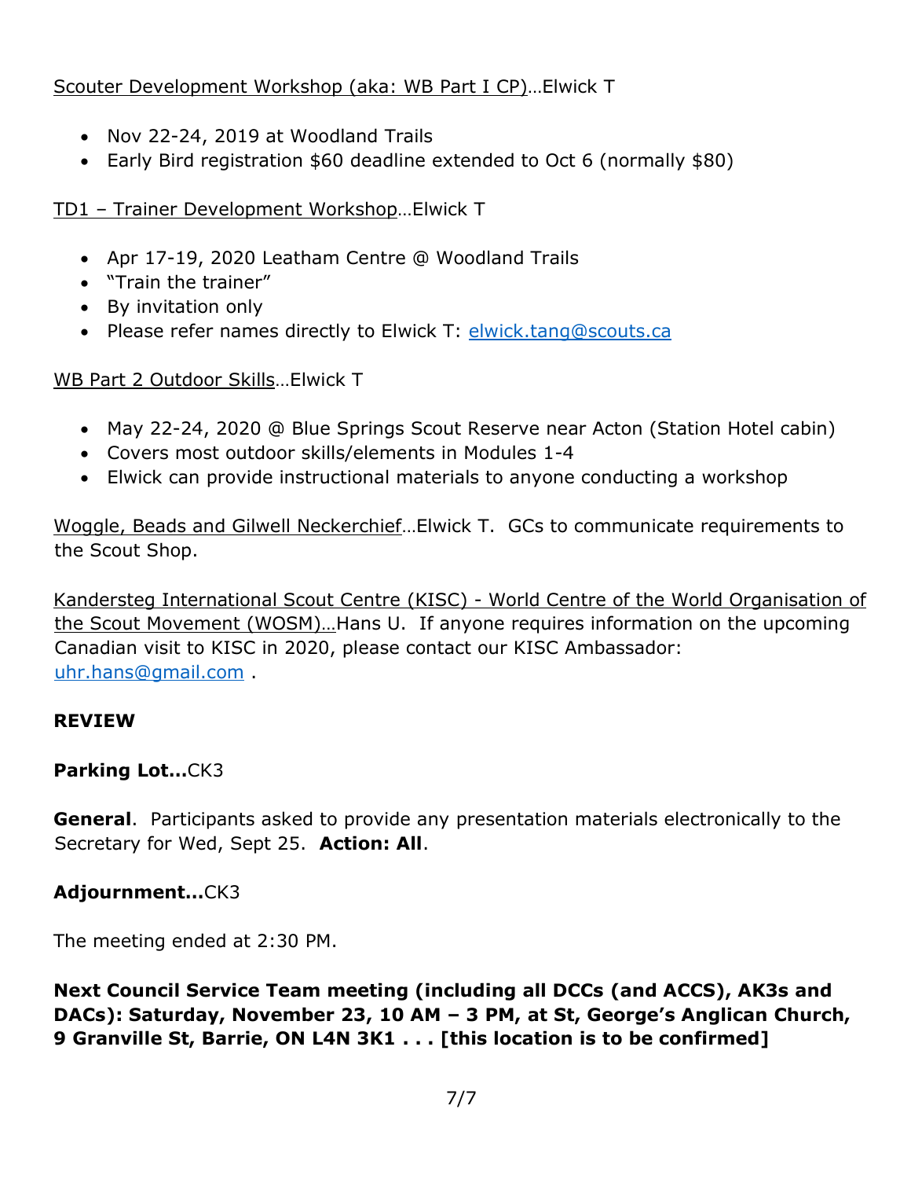<u>Scouter Development Workshop (aka: WB Part I CP)</u>…Elwick T

- Nov 22-24, 2019 at Woodland Trails
- Early Bird registration $60 deadline extended to Oct 6 (normally $80)

<u>TD1 – Trainer Development Workshop</u>…Elwick T

- Apr 17-19, 2020 Leatham Centre @ Woodland Trails
- "Train the trainer"
- By invitation only
- Please refer names directly to Elwick T: elwick.tang@scouts.ca

<u>WB Part 2 Outdoor Skills</u>…Elwick T

- May 22-24, 2020 @ Blue Springs Scout Reserve near Acton (Station Hotel cabin)
- Covers most outdoor skills/elements in Modules 1-4
- Elwick can provide instructional materials to anyone conducting a workshop

<u>Woggle, Beads and Gilwell Neckerchief</u>…Elwick T. GCs to communicate requirements to the Scout Shop.

<u>Kandersteg International Scout Centre (KISC) - World Centre of the World Organisation of the Scout Movement (WOSM)…</u>Hans U. If anyone requires information on the upcoming Canadian visit to KISC in 2020, please contact our KISC Ambassador: uhr.hans@gmail.com .

**REVIEW**

**Parking Lot…**CK3

**General**. Participants asked to provide any presentation materials electronically to the Secretary for Wed, Sept 25. **Action: All**.

**Adjournment…**CK3

The meeting ended at 2:30 PM.

**Next Council Service Team meeting (including all DCCs (and ACCS), AK3s and DACs): Saturday, November 23, 10 AM – 3 PM, at St, George's Anglican Church, 9 Granville St, Barrie, ON L4N 3K1 . . . [this location is to be confirmed]**